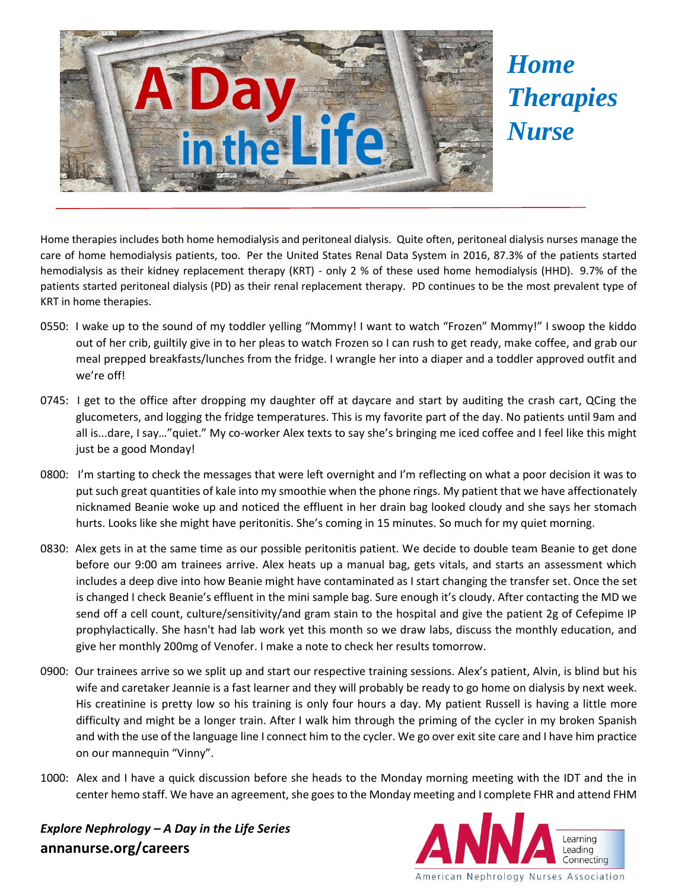# A Day in the Life

## *Home Therapies Nurse*

Home therapies includes both home hemodialysis and peritoneal dialysis. Quite often, peritoneal dialysis nurses manage the care of home hemodialysis patients, too. Per the United States Renal Data System in 2016, 87.3% of the patients started hemodialysis as their kidney replacement therapy (KRT) - only 2 % of these used home hemodialysis (HHD). 9.7% of the patients started peritoneal dialysis (PD) as their renal replacement therapy. PD continues to be the most prevalent type of KRT in home therapies.

- 0550: I wake up to the sound of my toddler yelling "Mommy! I want to watch "Frozen" Mommy!" I swoop the kiddo out of her crib, guiltily give in to her pleas to watch Frozen so I can rush to get ready, make coffee, and grab our meal prepped breakfasts/lunches from the fridge. I wrangle her into a diaper and a toddler approved outfit and we're off!

- 0745: I get to the office after dropping my daughter off at daycare and start by auditing the crash cart, QCing the glucometers, and logging the fridge temperatures. This is my favorite part of the day. No patients until 9am and all is...dare, I say..."quiet." My co-worker Alex texts to say she's bringing me iced coffee and I feel like this might just be a good Monday!

- 0800: I'm starting to check the messages that were left overnight and I'm reflecting on what a poor decision it was to put such great quantities of kale into my smoothie when the phone rings. My patient that we have affectionately nicknamed Beanie woke up and noticed the effluent in her drain bag looked cloudy and she says her stomach hurts. Looks like she might have peritonitis. She's coming in 15 minutes. So much for my quiet morning.

- 0830: Alex gets in at the same time as our possible peritonitis patient. We decide to double team Beanie to get done before our 9:00 am trainees arrive. Alex heats up a manual bag, gets vitals, and starts an assessment which includes a deep dive into how Beanie might have contaminated as I start changing the transfer set. Once the set is changed I check Beanie's effluent in the mini sample bag. Sure enough it's cloudy. After contacting the MD we send off a cell count, culture/sensitivity/and gram stain to the hospital and give the patient 2g of Cefepime IP prophylactically. She hasn't had lab work yet this month so we draw labs, discuss the monthly education, and give her monthly 200mg of Venofer. I make a note to check her results tomorrow.

- 0900: Our trainees arrive so we split up and start our respective training sessions. Alex's patient, Alvin, is blind but his wife and caretaker Jeannie is a fast learner and they will probably be ready to go home on dialysis by next week. His creatinine is pretty low so his training is only four hours a day. My patient Russell is having a little more difficulty and might be a longer train. After I walk him through the priming of the cycler in my broken Spanish and with the use of the language line I connect him to the cycler. We go over exit site care and I have him practice on our mannequin "Vinny".

- 1000: Alex and I have a quick discussion before she heads to the Monday morning meeting with the IDT and the in center hemo staff. We have an agreement, she goes to the Monday meeting and I complete FHR and attend FHM

*Explore Nephrology – A Day in the Life Series*
**annanurse.org/careers**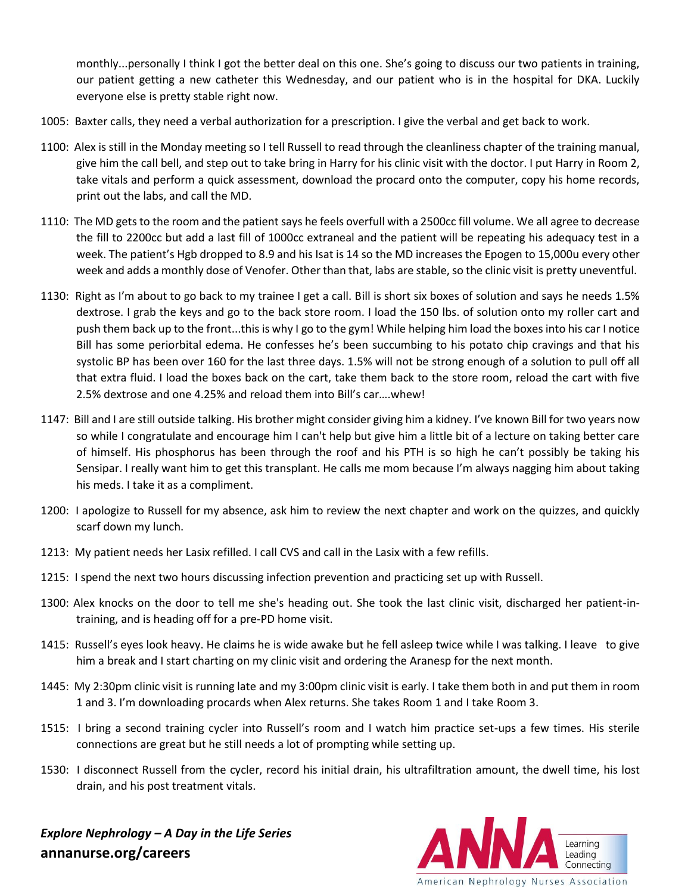monthly...personally I think I got the better deal on this one. She's going to discuss our two patients in training, our patient getting a new catheter this Wednesday, and our patient who is in the hospital for DKA. Luckily everyone else is pretty stable right now.

1005: Baxter calls, they need a verbal authorization for a prescription. I give the verbal and get back to work.

1100: Alex is still in the Monday meeting so I tell Russell to read through the cleanliness chapter of the training manual, give him the call bell, and step out to take bring in Harry for his clinic visit with the doctor. I put Harry in Room 2, take vitals and perform a quick assessment, download the procard onto the computer, copy his home records, print out the labs, and call the MD.

1110: The MD gets to the room and the patient says he feels overfull with a 2500cc fill volume. We all agree to decrease the fill to 2200cc but add a last fill of 1000cc extraneal and the patient will be repeating his adequacy test in a week. The patient's Hgb dropped to 8.9 and his Isat is 14 so the MD increases the Epogen to 15,000u every other week and adds a monthly dose of Venofer. Other than that, labs are stable, so the clinic visit is pretty uneventful.

1130: Right as I'm about to go back to my trainee I get a call. Bill is short six boxes of solution and says he needs 1.5% dextrose. I grab the keys and go to the back store room. I load the 150 lbs. of solution onto my roller cart and push them back up to the front...this is why I go to the gym! While helping him load the boxes into his car I notice Bill has some periorbital edema. He confesses he's been succumbing to his potato chip cravings and that his systolic BP has been over 160 for the last three days. 1.5% will not be strong enough of a solution to pull off all that extra fluid. I load the boxes back on the cart, take them back to the store room, reload the cart with five 2.5% dextrose and one 4.25% and reload them into Bill's car….whew!

1147: Bill and I are still outside talking. His brother might consider giving him a kidney. I've known Bill for two years now so while I congratulate and encourage him I can't help but give him a little bit of a lecture on taking better care of himself. His phosphorus has been through the roof and his PTH is so high he can't possibly be taking his Sensipar. I really want him to get this transplant. He calls me mom because I'm always nagging him about taking his meds. I take it as a compliment.

1200: I apologize to Russell for my absence, ask him to review the next chapter and work on the quizzes, and quickly scarf down my lunch.

1213: My patient needs her Lasix refilled. I call CVS and call in the Lasix with a few refills.

1215: I spend the next two hours discussing infection prevention and practicing set up with Russell.

1300: Alex knocks on the door to tell me she's heading out. She took the last clinic visit, discharged her patient-in-training, and is heading off for a pre-PD home visit.

1415: Russell's eyes look heavy. He claims he is wide awake but he fell asleep twice while I was talking. I leave to give him a break and I start charting on my clinic visit and ordering the Aranesp for the next month.

1445: My 2:30pm clinic visit is running late and my 3:00pm clinic visit is early. I take them both in and put them in room 1 and 3. I'm downloading procards when Alex returns. She takes Room 1 and I take Room 3.

1515: I bring a second training cycler into Russell's room and I watch him practice set-ups a few times. His sterile connections are great but he still needs a lot of prompting while setting up.

1530: I disconnect Russell from the cycler, record his initial drain, his ultrafiltration amount, the dwell time, his lost drain, and his post treatment vitals.

***Explore Nephrology – A Day in the Life Series***
**annanurse.org/careers**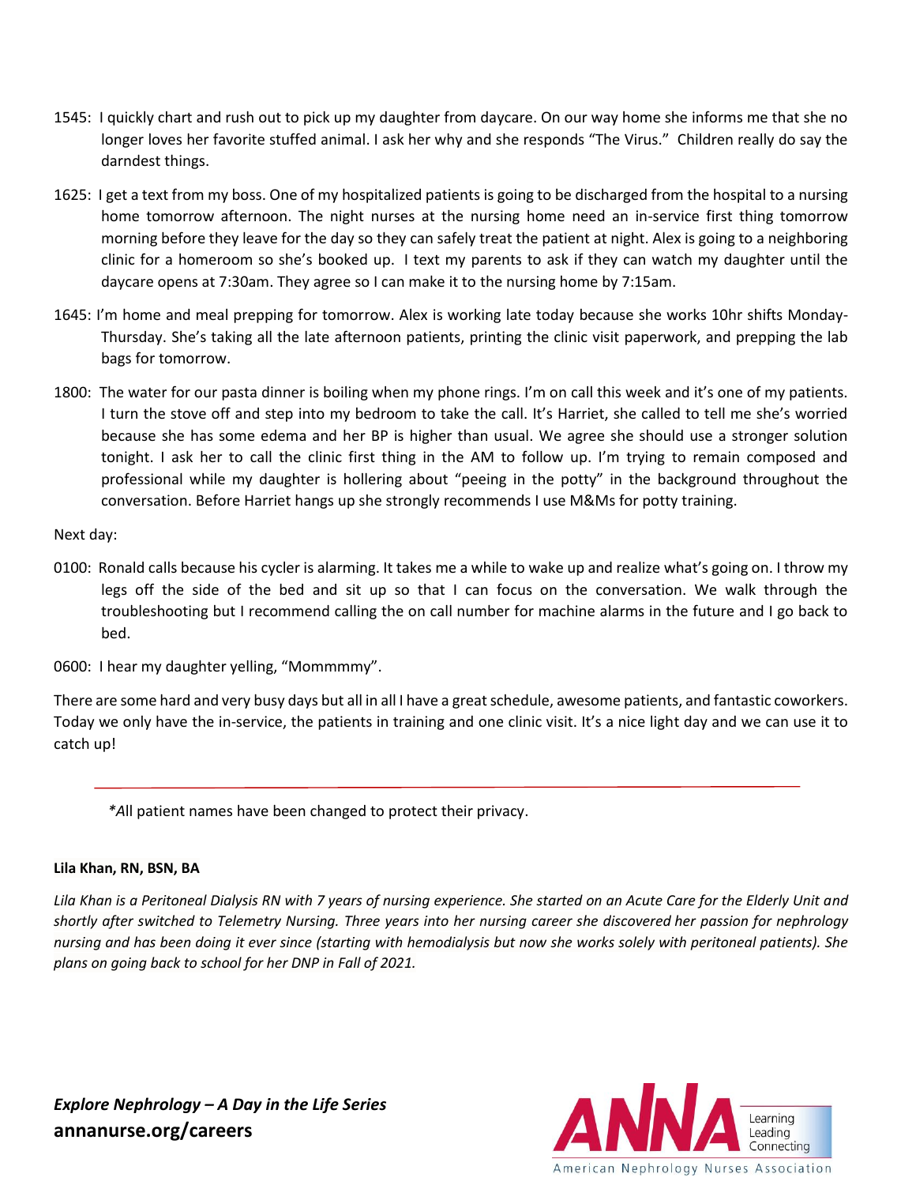1545: I quickly chart and rush out to pick up my daughter from daycare. On our way home she informs me that she no longer loves her favorite stuffed animal. I ask her why and she responds "The Virus." Children really do say the darndest things.

1625: I get a text from my boss. One of my hospitalized patients is going to be discharged from the hospital to a nursing home tomorrow afternoon. The night nurses at the nursing home need an in-service first thing tomorrow morning before they leave for the day so they can safely treat the patient at night. Alex is going to a neighboring clinic for a homeroom so she's booked up. I text my parents to ask if they can watch my daughter until the daycare opens at 7:30am. They agree so I can make it to the nursing home by 7:15am.

1645: I'm home and meal prepping for tomorrow. Alex is working late today because she works 10hr shifts Monday-Thursday. She's taking all the late afternoon patients, printing the clinic visit paperwork, and prepping the lab bags for tomorrow.

1800: The water for our pasta dinner is boiling when my phone rings. I'm on call this week and it's one of my patients. I turn the stove off and step into my bedroom to take the call. It's Harriet, she called to tell me she's worried because she has some edema and her BP is higher than usual. We agree she should use a stronger solution tonight. I ask her to call the clinic first thing in the AM to follow up. I'm trying to remain composed and professional while my daughter is hollering about "peeing in the potty" in the background throughout the conversation. Before Harriet hangs up she strongly recommends I use M&Ms for potty training.

Next day:

0100: Ronald calls because his cycler is alarming. It takes me a while to wake up and realize what's going on. I throw my legs off the side of the bed and sit up so that I can focus on the conversation. We walk through the troubleshooting but I recommend calling the on call number for machine alarms in the future and I go back to bed.

0600: I hear my daughter yelling, "Mommmmy".

There are some hard and very busy days but all in all I have a great schedule, awesome patients, and fantastic coworkers. Today we only have the in-service, the patients in training and one clinic visit. It's a nice light day and we can use it to catch up!

---

*All patient names have been changed to protect their privacy.

**Lila Khan, RN, BSN, BA**

*Lila Khan is a Peritoneal Dialysis RN with 7 years of nursing experience. She started on an Acute Care for the Elderly Unit and shortly after switched to Telemetry Nursing. Three years into her nursing career she discovered her passion for nephrology nursing and has been doing it ever since (starting with hemodialysis but now she works solely with peritoneal patients). She plans on going back to school for her DNP in Fall of 2021.*

***Explore Nephrology – A Day in the Life Series***
**annanurse.org/careers**

ANNA Learning Leading Connecting
American Nephrology Nurses Association